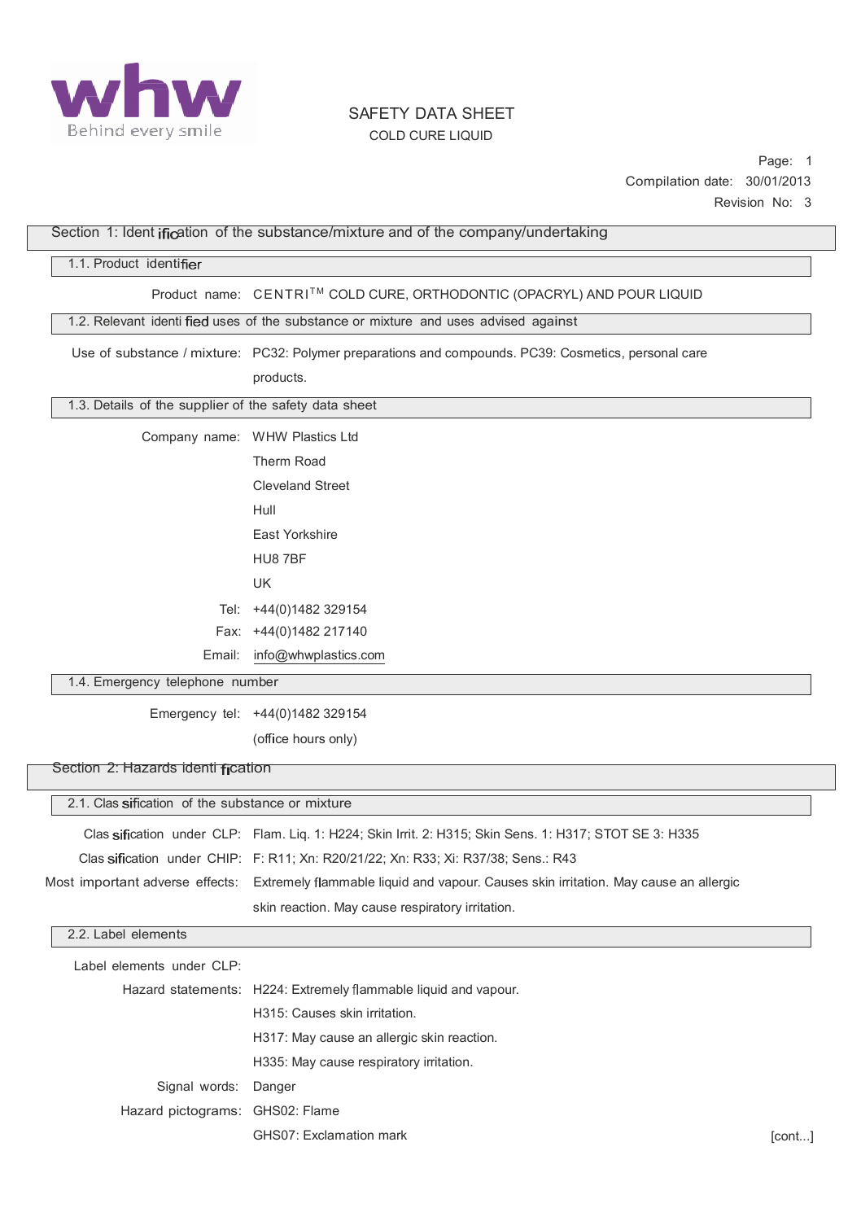# SAFETY DATA SHEET

COLD CURE LIQUID

Page: 1
Compilation date: 30/01/2013
Revision No: 3

## Section 1: Identification of the substance/mixture and of the company/undertaking

### 1.1. Product identifier

**Product name:** CENTRI™ COLD CURE, ORTHODONTIC (OPACRYL) AND POUR LIQUID

### 1.2. Relevant identified uses of the substance or mixture and uses advised against

**Use of substance / mixture:** PC32: Polymer preparations and compounds. PC39: Cosmetics, personal care products.

### 1.3. Details of the supplier of the safety data sheet

**Company name:** WHW Plastics Ltd
Therm Road
Cleveland Street
Hull
East Yorkshire
HU8 7BF
UK

**Tel:** +44(0)1482 329154
**Fax:** +44(0)1482 217140
**Email:** info@whwplastics.com

### 1.4. Emergency telephone number

**Emergency tel:** +44(0)1482 329154
(office hours only)

## Section 2: Hazards identification

### 2.1. Classification of the substance or mixture

**Classification under CLP:** Flam. Liq. 1: H224; Skin Irrit. 2: H315; Skin Sens. 1: H317; STOT SE 3: H335

**Classification under CHIP:** F: R11; Xn: R20/21/22; Xn: R33; Xi: R37/38; Sens.: R43

**Most important adverse effects:** Extremely flammable liquid and vapour. Causes skin irritation. May cause an allergic skin reaction. May cause respiratory irritation.

### 2.2. Label elements

**Label elements under CLP:**

**Hazard statements:**
H224: Extremely flammable liquid and vapour.
H315: Causes skin irritation.
H317: May cause an allergic skin reaction.
H335: May cause respiratory irritation.

**Signal words:** Danger

**Hazard pictograms:**
GHS02: Flame
GHS07: Exclamation mark

[cont...]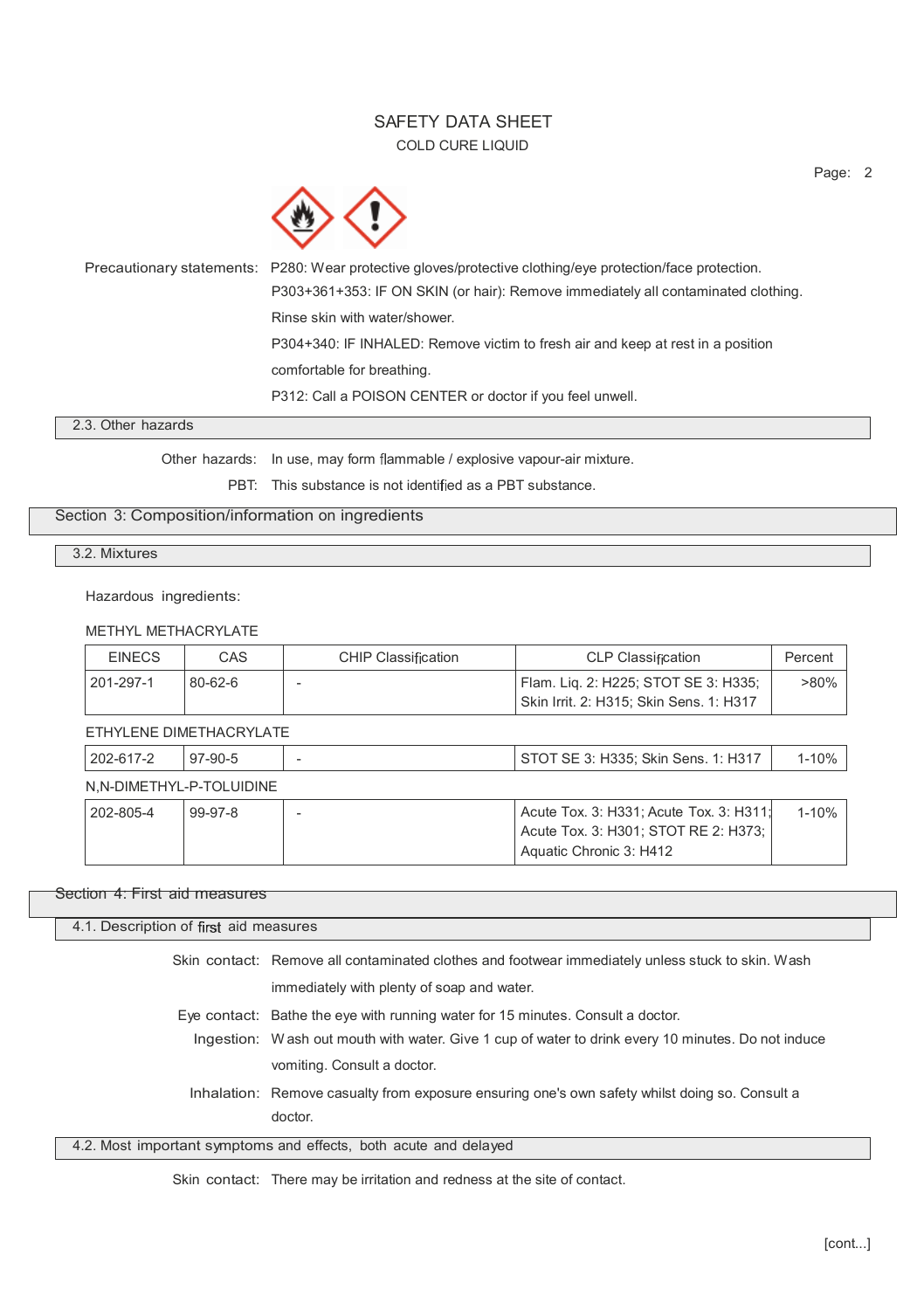Precautionary statements: P280: Wear protective gloves/protective clothing/eye protection/face protection.
P303+361+353: IF ON SKIN (or hair): Remove immediately all contaminated clothing. Rinse skin with water/shower.
P304+340: IF INHALED: Remove victim to fresh air and keep at rest in a position comfortable for breathing.
P312: Call a POISON CENTER or doctor if you feel unwell.

### 2.3. Other hazards

Other hazards: In use, may form flammable / explosive vapour-air mixture.

PBT: This substance is not identified as a PBT substance.

## Section 3: Composition/information on ingredients

### 3.2. Mixtures

Hazardous ingredients:

METHYL METHACRYLATE

| EINECS | CAS | CHIP Classification | CLP Classification | Percent |
|---|---|---|---|---|
| 201-297-1 | 80-62-6 | - | Flam. Liq. 2: H225; STOT SE 3: H335; Skin Irrit. 2: H315; Skin Sens. 1: H317 | >80% |

ETHYLENE DIMETHACRYLATE

| EINECS | CAS | CHIP Classification | CLP Classification | Percent |
|---|---|---|---|---|
| 202-617-2 | 97-90-5 | - | STOT SE 3: H335; Skin Sens. 1: H317 | 1-10% |

N,N-DIMETHYL-P-TOLUIDINE

| EINECS | CAS | CHIP Classification | CLP Classification | Percent |
|---|---|---|---|---|
| 202-805-4 | 99-97-8 | - | Acute Tox. 3: H331; Acute Tox. 3: H311; Acute Tox. 3: H301; STOT RE 2: H373; Aquatic Chronic 3: H412 | 1-10% |

## Section 4: First aid measures

### 4.1. Description of first aid measures

Skin contact: Remove all contaminated clothes and footwear immediately unless stuck to skin. Wash immediately with plenty of soap and water.

Eye contact: Bathe the eye with running water for 15 minutes. Consult a doctor.

Ingestion: Wash out mouth with water. Give 1 cup of water to drink every 10 minutes. Do not induce vomiting. Consult a doctor.

Inhalation: Remove casualty from exposure ensuring one's own safety whilst doing so. Consult a doctor.

### 4.2. Most important symptoms and effects, both acute and delayed

Skin contact: There may be irritation and redness at the site of contact.

[cont...]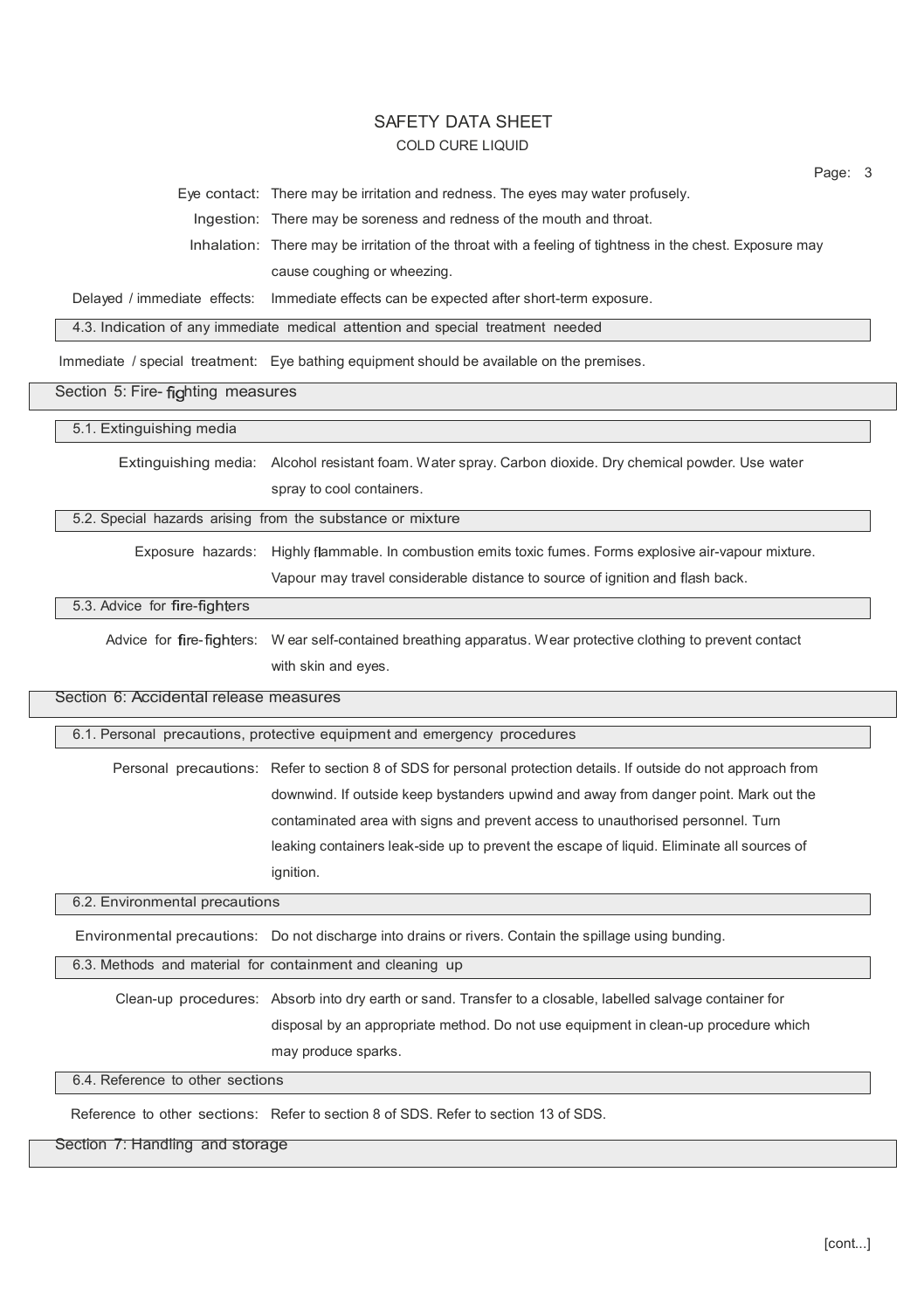**Eye contact:** There may be irritation and redness. The eyes may water profusely.

**Ingestion:** There may be soreness and redness of the mouth and throat.

**Inhalation:** There may be irritation of the throat with a feeling of tightness in the chest. Exposure may cause coughing or wheezing.

**Delayed / immediate effects:** Immediate effects can be expected after short-term exposure.

### 4.3. Indication of any immediate medical attention and special treatment needed

**Immediate / special treatment:** Eye bathing equipment should be available on the premises.

## Section 5: Fire-fighting measures

### 5.1. Extinguishing media

**Extinguishing media:** Alcohol resistant foam. Water spray. Carbon dioxide. Dry chemical powder. Use water spray to cool containers.

### 5.2. Special hazards arising from the substance or mixture

**Exposure hazards:** Highly flammable. In combustion emits toxic fumes. Forms explosive air-vapour mixture. Vapour may travel considerable distance to source of ignition and flash back.

### 5.3. Advice for fire-fighters

**Advice for fire-fighters:** Wear self-contained breathing apparatus. Wear protective clothing to prevent contact with skin and eyes.

## Section 6: Accidental release measures

### 6.1. Personal precautions, protective equipment and emergency procedures

**Personal precautions:** Refer to section 8 of SDS for personal protection details. If outside do not approach from downwind. If outside keep bystanders upwind and away from danger point. Mark out the contaminated area with signs and prevent access to unauthorised personnel. Turn leaking containers leak-side up to prevent the escape of liquid. Eliminate all sources of ignition.

### 6.2. Environmental precautions

**Environmental precautions:** Do not discharge into drains or rivers. Contain the spillage using bunding.

### 6.3. Methods and material for containment and cleaning up

**Clean-up procedures:** Absorb into dry earth or sand. Transfer to a closable, labelled salvage container for disposal by an appropriate method. Do not use equipment in clean-up procedure which may produce sparks.

### 6.4. Reference to other sections

**Reference to other sections:** Refer to section 8 of SDS. Refer to section 13 of SDS.

## Section 7: Handling and storage

[cont...]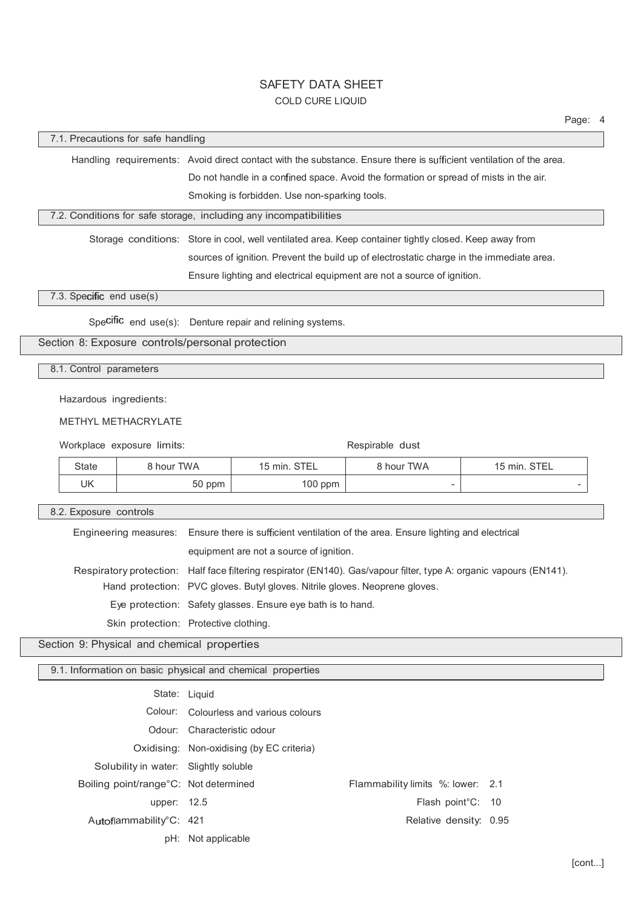### 7.1. Precautions for safe handling

Handling requirements: Avoid direct contact with the substance. Ensure there is sufficient ventilation of the area. Do not handle in a confined space. Avoid the formation or spread of mists in the air. Smoking is forbidden. Use non-sparking tools.

### 7.2. Conditions for safe storage, including any incompatibilities

Storage conditions: Store in cool, well ventilated area. Keep container tightly closed. Keep away from sources of ignition. Prevent the build up of electrostatic charge in the immediate area. Ensure lighting and electrical equipment are not a source of ignition.

### 7.3. Specific end use(s)

Specific end use(s): Denture repair and relining systems.

## Section 8: Exposure controls/personal protection

### 8.1. Control parameters

Hazardous ingredients:

METHYL METHACRYLATE

| Workplace exposure limits: | | | Respirable dust | |
|---|---|---|---|---|
| State | 8 hour TWA | 15 min. STEL | 8 hour TWA | 15 min. STEL |
| UK | 50 ppm | 100 ppm | - | - |

### 8.2. Exposure controls

Engineering measures: Ensure there is sufficient ventilation of the area. Ensure lighting and electrical equipment are not a source of ignition.

Respiratory protection: Half face filtering respirator (EN140). Gas/vapour filter, type A: organic vapours (EN141).

Hand protection: PVC gloves. Butyl gloves. Nitrile gloves. Neoprene gloves.

Eye protection: Safety glasses. Ensure eye bath is to hand.

Skin protection: Protective clothing.

## Section 9: Physical and chemical properties

### 9.1. Information on basic physical and chemical properties

State: Liquid

Colour: Colourless and various colours

Odour: Characteristic odour

Oxidising: Non-oxidising (by EC criteria)

Solubility in water: Slightly soluble

Boiling point/range°C: Not determined

Flammability limits %: lower: 2.1

upper: 12.5

Flash point°C: 10

Autoflammability°C: 421

Relative density: 0.95

pH: Not applicable

[cont...]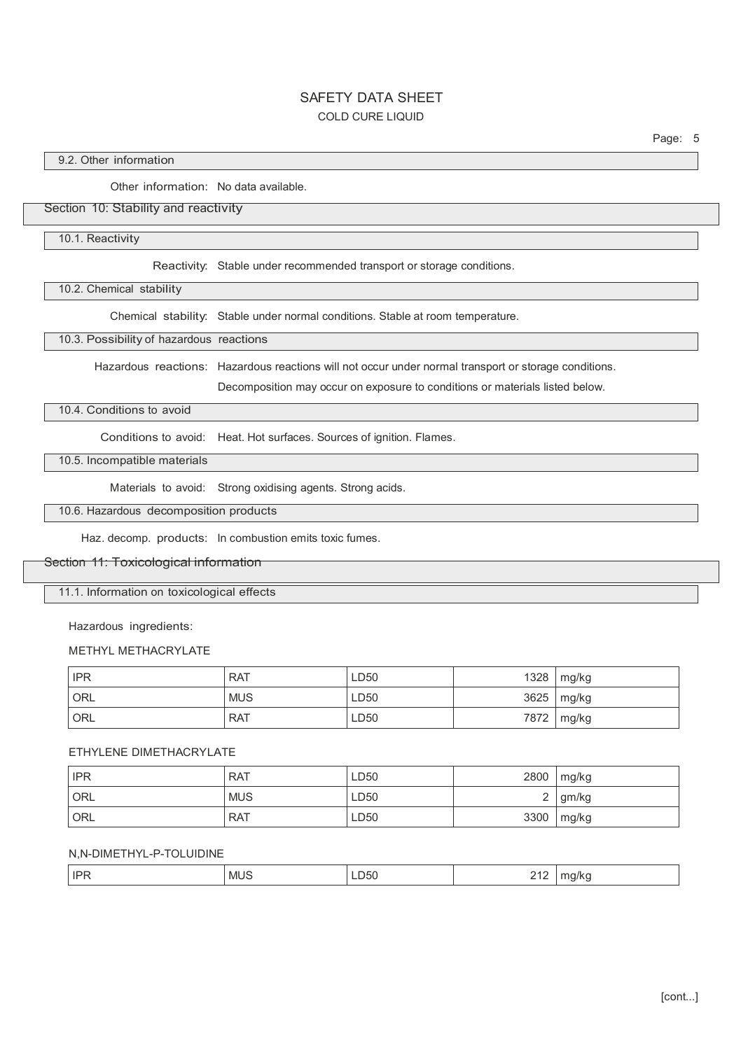### 9.2. Other information

Other information: No data available.

## Section 10: Stability and reactivity

### 10.1. Reactivity

Reactivity: Stable under recommended transport or storage conditions.

### 10.2. Chemical stability

Chemical stability: Stable under normal conditions. Stable at room temperature.

### 10.3. Possibility of hazardous reactions

Hazardous reactions: Hazardous reactions will not occur under normal transport or storage conditions.

Decomposition may occur on exposure to conditions or materials listed below.

### 10.4. Conditions to avoid

Conditions to avoid: Heat. Hot surfaces. Sources of ignition. Flames.

### 10.5. Incompatible materials

Materials to avoid: Strong oxidising agents. Strong acids.

### 10.6. Hazardous decomposition products

Haz. decomp. products: In combustion emits toxic fumes.

## Section 11: Toxicological information

### 11.1. Information on toxicological effects

Hazardous ingredients:

METHYL METHACRYLATE

| | | | | |
|---|---|---|---|---|
| IPR | RAT | LD50 | 1328 | mg/kg |
| ORL | MUS | LD50 | 3625 | mg/kg |
| ORL | RAT | LD50 | 7872 | mg/kg |

ETHYLENE DIMETHACRYLATE

| | | | | |
|---|---|---|---|---|
| IPR | RAT | LD50 | 2800 | mg/kg |
| ORL | MUS | LD50 | 2 | gm/kg |
| ORL | RAT | LD50 | 3300 | mg/kg |

N,N-DIMETHYL-P-TOLUIDINE

| | | | | |
|---|---|---|---|---|
| IPR | MUS | LD50 | 212 | mg/kg |

[cont...]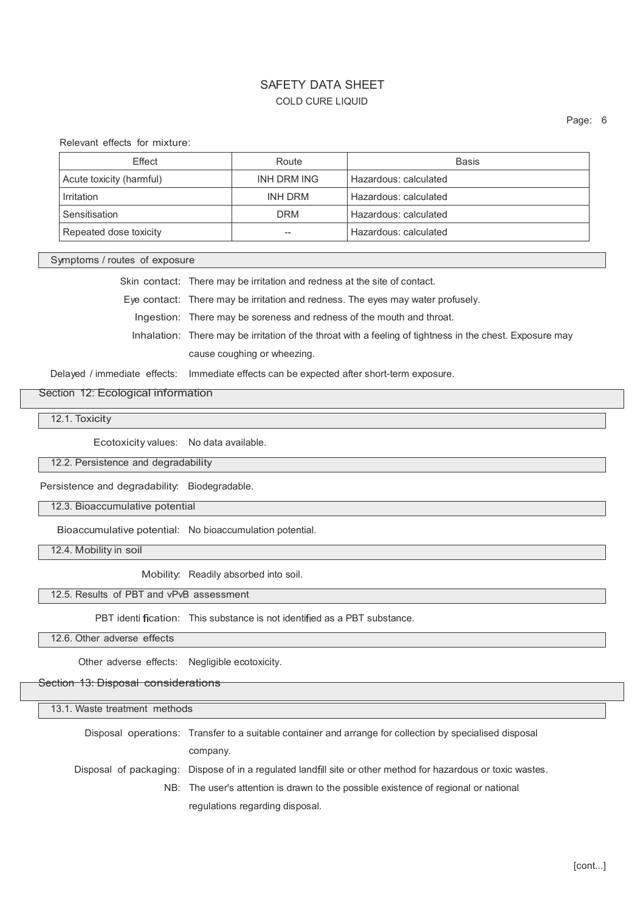Relevant effects for mixture:

| Effect | Route | Basis |
|---|---|---|
| Acute toxicity (harmful) | INH DRM ING | Hazardous: calculated |
| Irritation | INH DRM | Hazardous: calculated |
| Sensitisation | DRM | Hazardous: calculated |
| Repeated dose toxicity | -- | Hazardous: calculated |

### Symptoms / routes of exposure

Skin contact: There may be irritation and redness at the site of contact.

Eye contact: There may be irritation and redness. The eyes may water profusely.

Ingestion: There may be soreness and redness of the mouth and throat.

Inhalation: There may be irritation of the throat with a feeling of tightness in the chest. Exposure may cause coughing or wheezing.

Delayed / immediate effects: Immediate effects can be expected after short-term exposure.

## Section 12: Ecological information

### 12.1. Toxicity

Ecotoxicity values: No data available.

### 12.2. Persistence and degradability

Persistence and degradability: Biodegradable.

### 12.3. Bioaccumulative potential

Bioaccumulative potential: No bioaccumulation potential.

### 12.4. Mobility in soil

Mobility: Readily absorbed into soil.

### 12.5. Results of PBT and vPvB assessment

PBT identification: This substance is not identified as a PBT substance.

### 12.6. Other adverse effects

Other adverse effects: Negligible ecotoxicity.

## Section 13: Disposal considerations

### 13.1. Waste treatment methods

Disposal operations: Transfer to a suitable container and arrange for collection by specialised disposal company.

Disposal of packaging: Dispose of in a regulated landfill site or other method for hazardous or toxic wastes.

NB: The user's attention is drawn to the possible existence of regional or national regulations regarding disposal.

[cont...]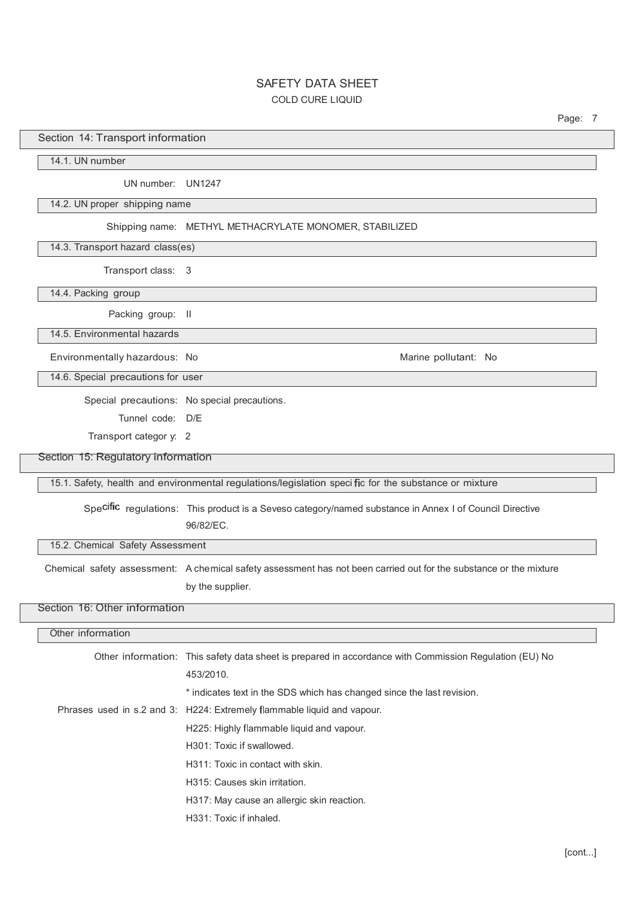## Section 14: Transport information

### 14.1. UN number

UN number: UN1247

### 14.2. UN proper shipping name

Shipping name: METHYL METHACRYLATE MONOMER, STABILIZED

### 14.3. Transport hazard class(es)

Transport class: 3

### 14.4. Packing group

Packing group: II

### 14.5. Environmental hazards

Environmentally hazardous: No

Marine pollutant: No

### 14.6. Special precautions for user

Special precautions: No special precautions.

Tunnel code: D/E

Transport category: 2

## Section 15: Regulatory information

### 15.1. Safety, health and environmental regulations/legislation specific for the substance or mixture

Specific regulations: This product is a Seveso category/named substance in Annex I of Council Directive 96/82/EC.

### 15.2. Chemical Safety Assessment

Chemical safety assessment: A chemical safety assessment has not been carried out for the substance or the mixture by the supplier.

## Section 16: Other information

### Other information

Other information: This safety data sheet is prepared in accordance with Commission Regulation (EU) No 453/2010.

* indicates text in the SDS which has changed since the last revision.

Phrases used in s.2 and 3:
- H224: Extremely flammable liquid and vapour.
- H225: Highly flammable liquid and vapour.
- H301: Toxic if swallowed.
- H311: Toxic in contact with skin.
- H315: Causes skin irritation.
- H317: May cause an allergic skin reaction.
- H331: Toxic if inhaled.

[cont...]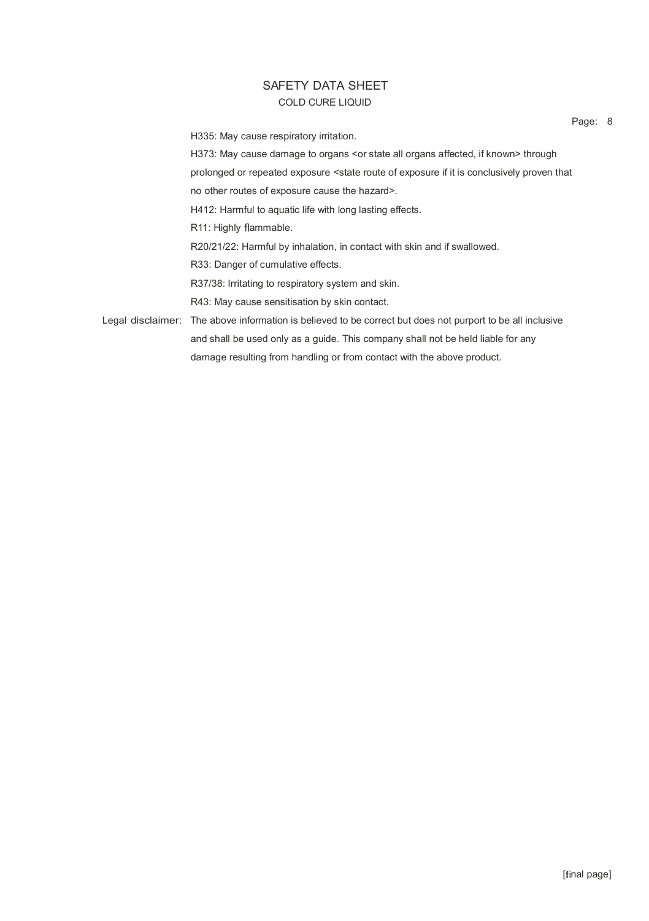H335: May cause respiratory irritation.

H373: May cause damage to organs <or state all organs affected, if known> through prolonged or repeated exposure <state route of exposure if it is conclusively proven that no other routes of exposure cause the hazard>.

H412: Harmful to aquatic life with long lasting effects.

R11: Highly flammable.

R20/21/22: Harmful by inhalation, in contact with skin and if swallowed.

R33: Danger of cumulative effects.

R37/38: Irritating to respiratory system and skin.

R43: May cause sensitisation by skin contact.

**Legal disclaimer:** The above information is believed to be correct but does not purport to be all inclusive and shall be used only as a guide. This company shall not be held liable for any damage resulting from handling or from contact with the above product.